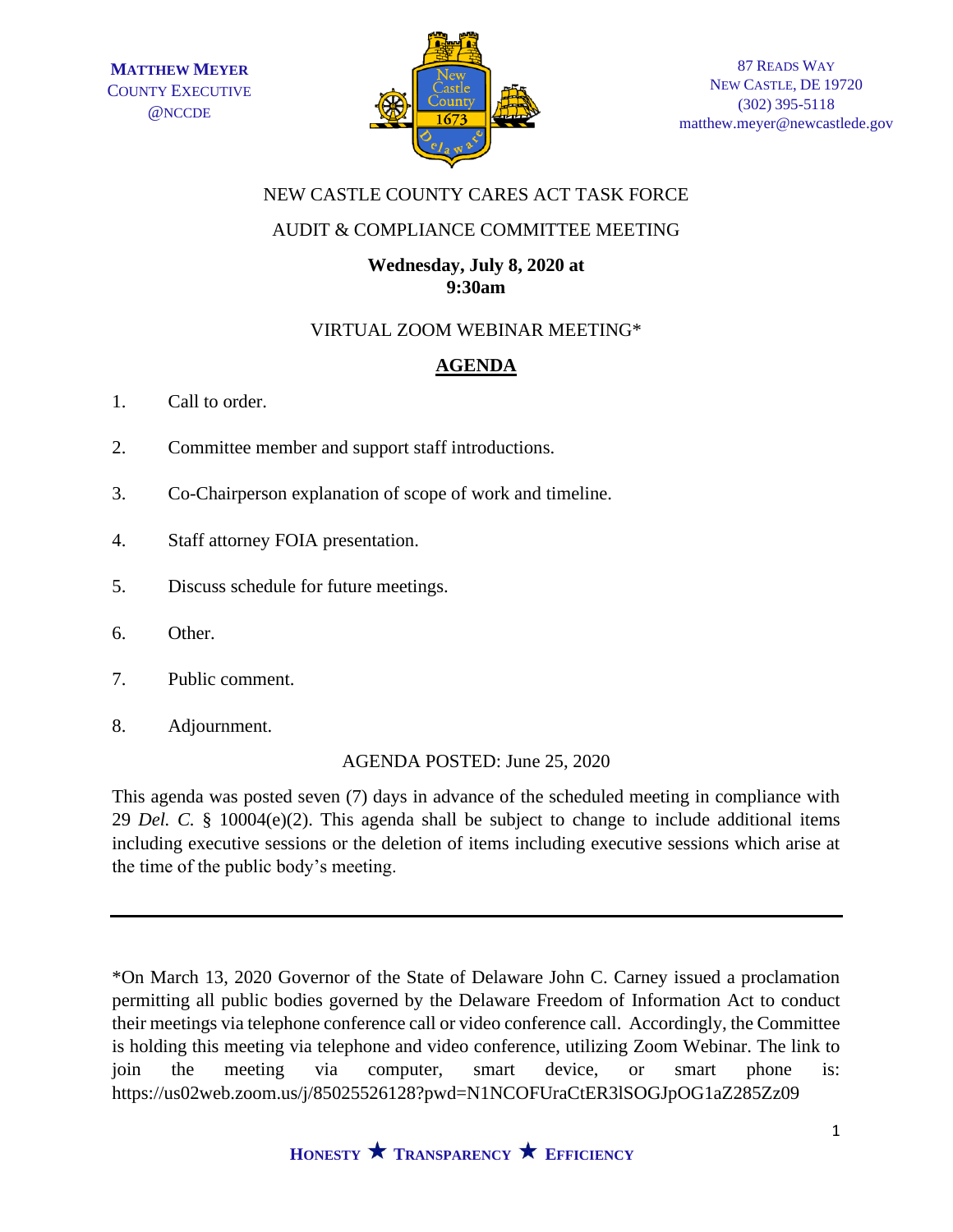**MATTHEW MEYER**
COUNTY EXECUTIVE
@NCCDE

87 READS WAY
NEW CASTLE, DE 19720
(302) 395-5118
matthew.meyer@newcastlede.gov

NEW CASTLE COUNTY CARES ACT TASK FORCE

AUDIT & COMPLIANCE COMMITTEE MEETING

**Wednesday, July 8, 2020 at 9:30am**

VIRTUAL ZOOM WEBINAR MEETING*

## AGENDA

1. Call to order.
2. Committee member and support staff introductions.
3. Co-Chairperson explanation of scope of work and timeline.
4. Staff attorney FOIA presentation.
5. Discuss schedule for future meetings.
6. Other.
7. Public comment.
8. Adjournment.

AGENDA POSTED: June 25, 2020

This agenda was posted seven (7) days in advance of the scheduled meeting in compliance with 29 *Del. C.* § 10004(e)(2). This agenda shall be subject to change to include additional items including executive sessions or the deletion of items including executive sessions which arise at the time of the public body's meeting.

---

*On March 13, 2020 Governor of the State of Delaware John C. Carney issued a proclamation permitting all public bodies governed by the Delaware Freedom of Information Act to conduct their meetings via telephone conference call or video conference call. Accordingly, the Committee is holding this meeting via telephone and video conference, utilizing Zoom Webinar. The link to join the meeting via computer, smart device, or smart phone is: https://us02web.zoom.us/j/85025526128?pwd=N1NCOFUraCtER3lSOGJpOG1aZ285Zz09

**HONESTY ★ TRANSPARENCY ★ EFFICIENCY**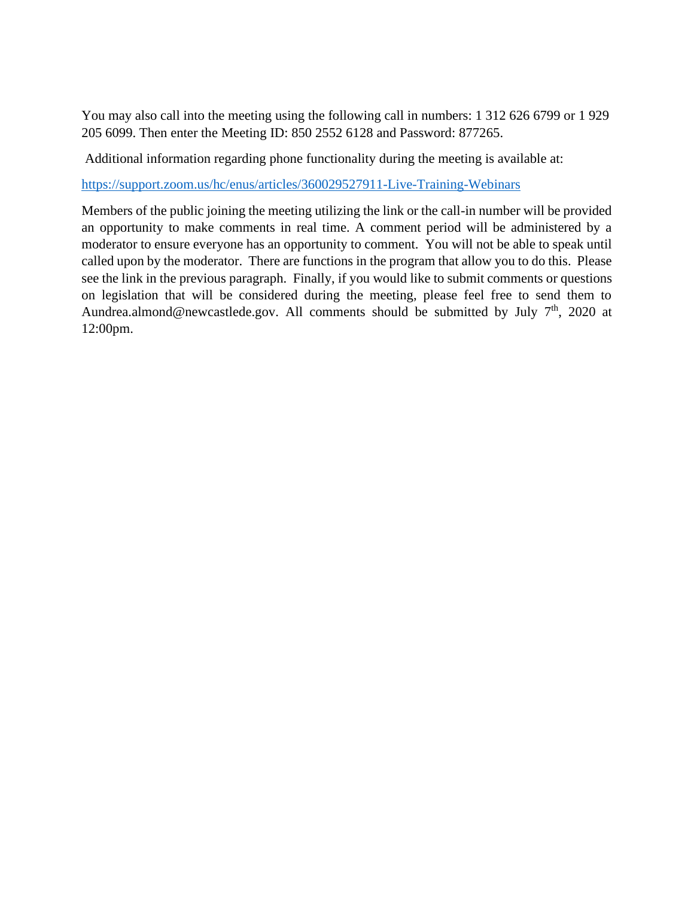You may also call into the meeting using the following call in numbers: 1 312 626 6799 or 1 929 205 6099. Then enter the Meeting ID: 850 2552 6128 and Password: 877265.

Additional information regarding phone functionality during the meeting is available at:

https://support.zoom.us/hc/enus/articles/360029527911-Live-Training-Webinars

Members of the public joining the meeting utilizing the link or the call-in number will be provided an opportunity to make comments in real time. A comment period will be administered by a moderator to ensure everyone has an opportunity to comment. You will not be able to speak until called upon by the moderator. There are functions in the program that allow you to do this. Please see the link in the previous paragraph. Finally, if you would like to submit comments or questions on legislation that will be considered during the meeting, please feel free to send them to Aundrea.almond@newcastlede.gov. All comments should be submitted by July 7th, 2020 at 12:00pm.